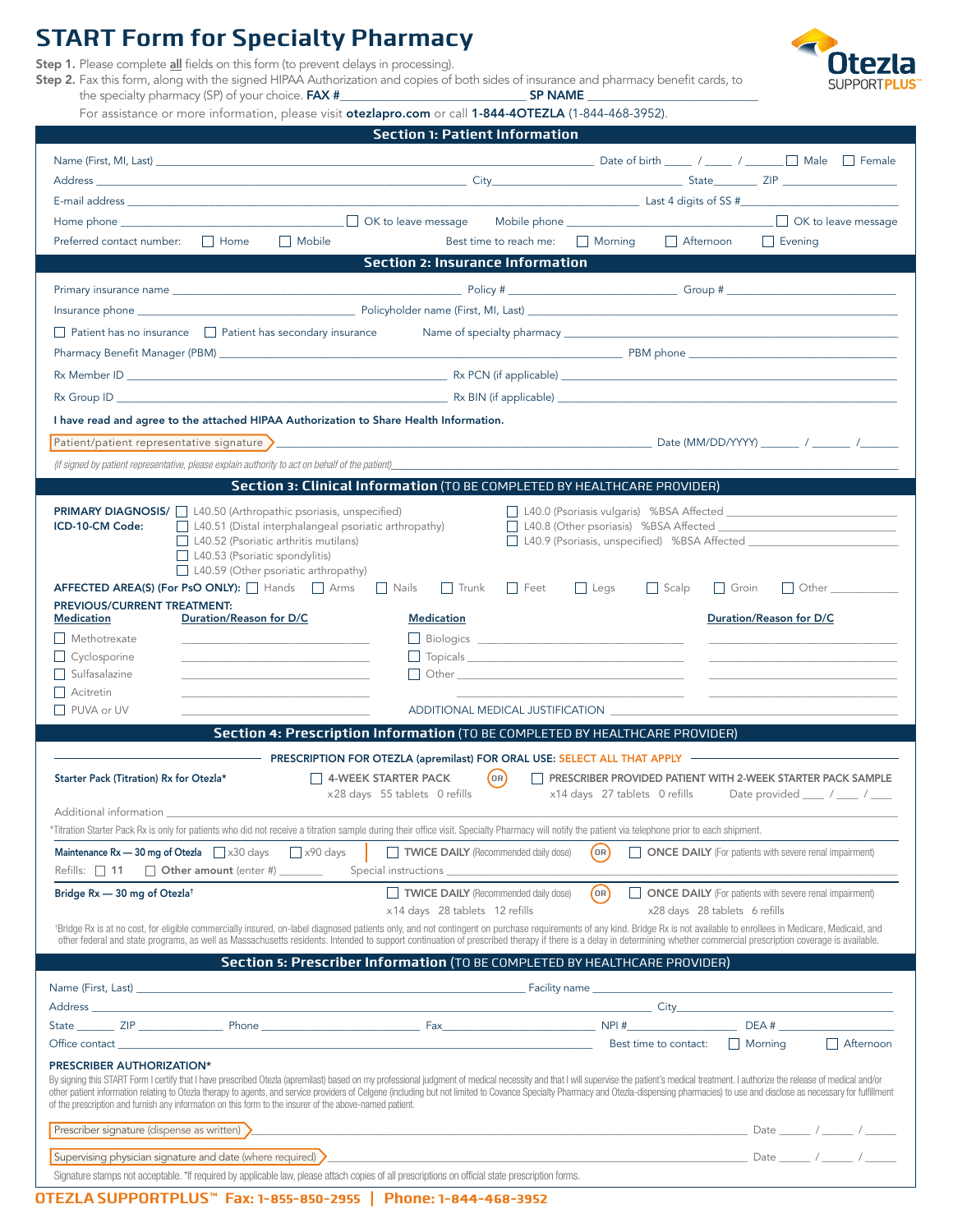# START Form for Specialty Pharmacy

**Otezla SUPPORTPLUS™**

**Step 1.** Please complete **all** fields on this form (to prevent delays in processing).

**Step 2.** Fax this form, along with the signed HIPAA Authorization and copies of both sides of insurance and pharmacy benefit cards, to the specialty pharmacy (SP) of your choice. **FAX #** ______________________ **SP NAME** ______________________

For assistance or more information, please visit **otezlapro.com** or call **1-844-4OTEZLA** (1-844-468-3952).

## Section 1: Patient Information

Name (First, MI, Last) ______________________ Date of birth ____ / ____ / ______ ☐ Male ☐ Female

Address ______________________ City ______________________ State ______ ZIP ______________

E-mail address ______________________ Last 4 digits of SS # ______________

Home phone ______________________ ☐ OK to leave message Mobile phone ______________________ ☐ OK to leave message

Preferred contact number: ☐ Home ☐ Mobile Best time to reach me: ☐ Morning ☐ Afternoon ☐ Evening

## Section 2: Insurance Information

Primary insurance name ______________________ Policy # ______________ Group # ______________

Insurance phone ______________________ Policyholder name (First, MI, Last) ______________________

☐ Patient has no insurance ☐ Patient has secondary insurance Name of specialty pharmacy ______________________

Pharmacy Benefit Manager (PBM) ______________________ PBM phone ______________________

Rx Member ID ______________________ Rx PCN (if applicable) ______________________

Rx Group ID ______________________ Rx BIN (if applicable) ______________________

**I have read and agree to the attached HIPAA Authorization to Share Health Information.**

Patient/patient representative signature ______________________ Date (MM/DD/YYYY) ______ / ______ / ______

*(if signed by patient representative, please explain authority to act on behalf of the patient)* ______________________

## Section 3: Clinical Information (TO BE COMPLETED BY HEALTHCARE PROVIDER)

**PRIMARY DIAGNOSIS/ ICD-10-CM Code:**

- ☐ L40.50 (Arthropathic psoriasis, unspecified)
- ☐ L40.51 (Distal interphalangeal psoriatic arthropathy)
- ☐ L40.52 (Psoriatic arthritis mutilans)
- ☐ L40.53 (Psoriatic spondylitis)
- ☐ L40.59 (Other psoriatic arthropathy)
- ☐ L40.0 (Psoriasis vulgaris) %BSA Affected ______________
- ☐ L40.8 (Other psoriasis) %BSA Affected ______________
- ☐ L40.9 (Psoriasis, unspecified) %BSA Affected ______________

**AFFECTED AREA(S) (For PsO ONLY):** ☐ Hands ☐ Arms ☐ Nails ☐ Trunk ☐ Feet ☐ Legs ☐ Scalp ☐ Groin ☐ Other ______________

**PREVIOUS/CURRENT TREATMENT:**

| Medication | Duration/Reason for D/C | Medication | Duration/Reason for D/C |
|---|---|---|---|
| ☐ Methotrexate | | ☐ Biologics ______________ | |
| ☐ Cyclosporine | | ☐ Topicals ______________ | |
| ☐ Sulfasalazine | | ☐ Other ______________ | |
| ☐ Acitretin | | | |
| ☐ PUVA or UV | | ADDITIONAL MEDICAL JUSTIFICATION ______________ | |

## Section 4: Prescription Information (TO BE COMPLETED BY HEALTHCARE PROVIDER)

**PRESCRIPTION FOR OTEZLA (apremilast) FOR ORAL USE: SELECT ALL THAT APPLY**

**Starter Pack (Titration) Rx for Otezla***

☐ **4-WEEK STARTER PACK** x28 days 55 tablets 0 refills **OR** ☐ **PRESCRIBER PROVIDED PATIENT WITH 2-WEEK STARTER PACK SAMPLE** x14 days 27 tablets 0 refills Date provided ____ / ____ / ____

Additional information ______________________

*Titration Starter Pack Rx is only for patients who did not receive a titration sample during their office visit. Specialty Pharmacy will notify the patient via telephone prior to each shipment.

**Maintenance Rx — 30 mg of Otezla** ☐ x30 days ☐ x90 days | ☐ **TWICE DAILY** (Recommended daily dose) **OR** ☐ **ONCE DAILY** (For patients with severe renal impairment)

Refills: ☐ 11 ☐ Other amount (enter #) ________ Special instructions ______________________

**Bridge Rx — 30 mg of Otezla†** ☐ **TWICE DAILY** (Recommended daily dose) x14 days 28 tablets 12 refills **OR** ☐ **ONCE DAILY** (For patients with severe renal impairment) x28 days 28 tablets 6 refills

†Bridge Rx is at no cost, for eligible commercially insured, on-label diagnosed patients only, and not contingent on purchase requirements of any kind. Bridge Rx is not available to enrollees in Medicare, Medicaid, and other federal and state programs, as well as Massachusetts residents. Intended to support continuation of prescribed therapy if there is a delay in determining whether commercial prescription coverage is available.

## Section 5: Prescriber Information (TO BE COMPLETED BY HEALTHCARE PROVIDER)

Name (First, Last) ______________________ Facility name ______________________

Address ______________________ City ______________________

State ______ ZIP ______________ Phone ______________ Fax ______________ NPI # ______________ DEA # ______________

Office contact ______________________ Best time to contact: ☐ Morning ☐ Afternoon

**PRESCRIBER AUTHORIZATION***

By signing this START Form I certify that I have prescribed Otezla (apremilast) based on my professional judgment of medical necessity and that I will supervise the patient's medical treatment. I authorize the release of medical and/or other patient information relating to Otezla therapy to agents, and service providers of Celgene (including but not limited to Covance Specialty Pharmacy and Otezla-dispensing pharmacies) to use and disclose as necessary for fulfillment of the prescription and furnish any information on this form to the insurer of the above-named patient.

Prescriber signature (dispense as written) ______________________ Date ______ / ______ / ______

Supervising physician signature and date (where required) ______________________ Date ______ / ______ / ______

Signature stamps not acceptable. *If required by applicable law, please attach copies of all prescriptions on official state prescription forms.

**OTEZLA SUPPORTPLUS™ Fax: 1-855-850-2955 | Phone: 1-844-468-3952**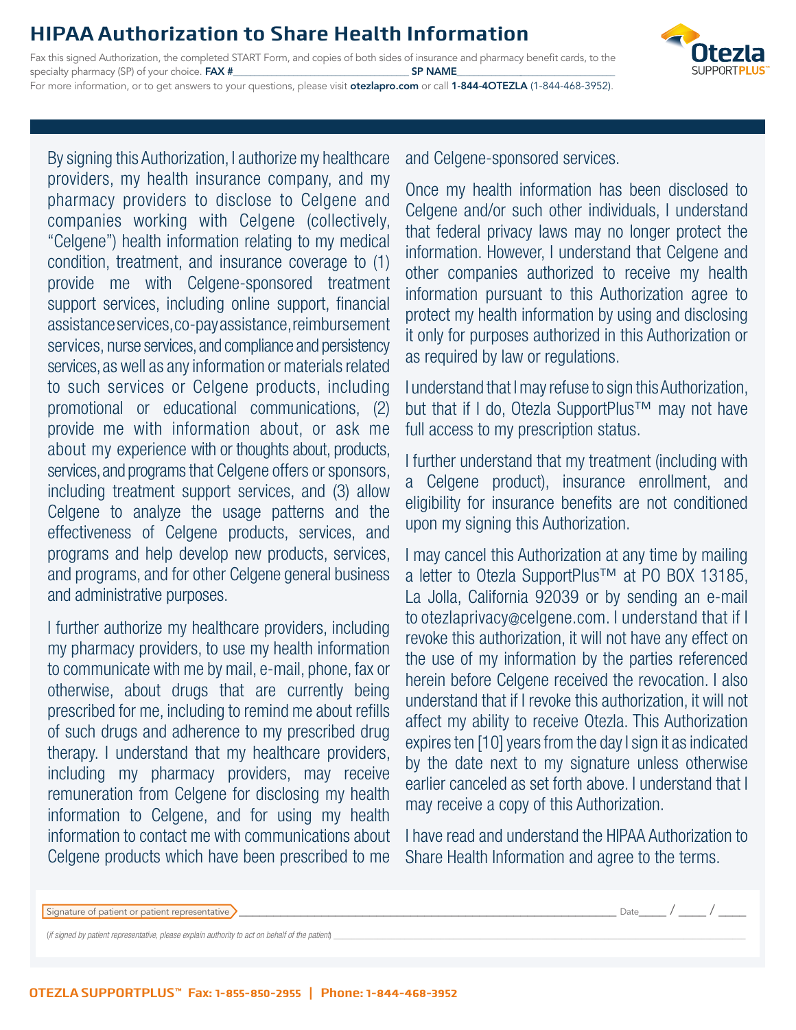# HIPAA Authorization to Share Health Information

Fax this signed Authorization, the completed START Form, and copies of both sides of insurance and pharmacy benefit cards, to the specialty pharmacy (SP) of your choice. **FAX #**________________________________ **SP NAME**________________________________

For more information, or to get answers to your questions, please visit **otezlapro.com** or call **1-844-4OTEZLA** (1-844-468-3952).

By signing this Authorization, I authorize my healthcare providers, my health insurance company, and my pharmacy providers to disclose to Celgene and companies working with Celgene (collectively, "Celgene") health information relating to my medical condition, treatment, and insurance coverage to (1) provide me with Celgene-sponsored treatment support services, including online support, financial assistance services, co-pay assistance, reimbursement services, nurse services, and compliance and persistency services, as well as any information or materials related to such services or Celgene products, including promotional or educational communications, (2) provide me with information about, or ask me about my experience with or thoughts about, products, services, and programs that Celgene offers or sponsors, including treatment support services, and (3) allow Celgene to analyze the usage patterns and the effectiveness of Celgene products, services, and programs and help develop new products, services, and programs, and for other Celgene general business and administrative purposes.

I further authorize my healthcare providers, including my pharmacy providers, to use my health information to communicate with me by mail, e-mail, phone, fax or otherwise, about drugs that are currently being prescribed for me, including to remind me about refills of such drugs and adherence to my prescribed drug therapy. I understand that my healthcare providers, including my pharmacy providers, may receive remuneration from Celgene for disclosing my health information to Celgene, and for using my health information to contact me with communications about Celgene products which have been prescribed to me and Celgene-sponsored services.

Once my health information has been disclosed to Celgene and/or such other individuals, I understand that federal privacy laws may no longer protect the information. However, I understand that Celgene and other companies authorized to receive my health information pursuant to this Authorization agree to protect my health information by using and disclosing it only for purposes authorized in this Authorization or as required by law or regulations.

I understand that I may refuse to sign this Authorization, but that if I do, Otezla SupportPlus™ may not have full access to my prescription status.

I further understand that my treatment (including with a Celgene product), insurance enrollment, and eligibility for insurance benefits are not conditioned upon my signing this Authorization.

I may cancel this Authorization at any time by mailing a letter to Otezla SupportPlus™ at PO BOX 13185, La Jolla, California 92039 or by sending an e-mail to otezlaprivacy@celgene.com. I understand that if I revoke this authorization, it will not have any effect on the use of my information by the parties referenced herein before Celgene received the revocation. I also understand that if I revoke this authorization, it will not affect my ability to receive Otezla. This Authorization expires ten [10] years from the day I sign it as indicated by the date next to my signature unless otherwise earlier canceled as set forth above. I understand that I may receive a copy of this Authorization.

I have read and understand the HIPAA Authorization to Share Health Information and agree to the terms.

Signature of patient or patient representative ________________________________ Date_____ / _____ / _____

*(if signed by patient representative, please explain authority to act on behalf of the patient)* ________________________________

**OTEZLA SUPPORTPLUS™ Fax: 1-855-850-2955 | Phone: 1-844-468-3952**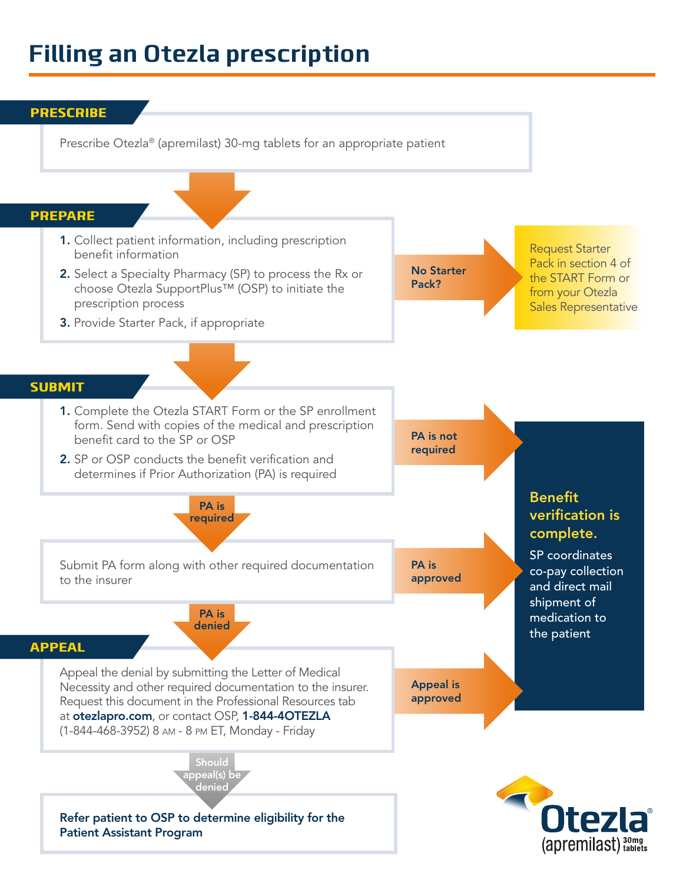# Filling an Otezla prescription

## PRESCRIBE

Prescribe Otezla® (apremilast) 30-mg tablets for an appropriate patient

## PREPARE

1. Collect patient information, including prescription benefit information
2. Select a Specialty Pharmacy (SP) to process the Rx or choose Otezla SupportPlus™ (OSP) to initiate the prescription process
3. Provide Starter Pack, if appropriate

**No Starter Pack?** → Request Starter Pack in section 4 of the START Form or from your Otezla Sales Representative

## SUBMIT

1. Complete the Otezla START Form or the SP enrollment form. Send with copies of the medical and prescription benefit card to the SP or OSP
2. SP or OSP conducts the benefit verification and determines if Prior Authorization (PA) is required

**PA is not required** → Benefit verification is complete.

**PA is required** ↓

Submit PA form along with other required documentation to the insurer

**PA is approved** → Benefit verification is complete.

**PA is denied** ↓

## APPEAL

Appeal the denial by submitting the Letter of Medical Necessity and other required documentation to the insurer. Request this document in the Professional Resources tab at **otezlapro.com**, or contact OSP, **1-844-4OTEZLA** (1-844-468-3952) 8 AM - 8 PM ET, Monday - Friday

**Appeal is approved** → Benefit verification is complete.

**Should appeal(s) be denied** ↓

**Refer patient to OSP to determine eligibility for the Patient Assistant Program**

### Benefit verification is complete.

SP coordinates co-pay collection and direct mail shipment of medication to the patient

Otezla® (apremilast) 30mg tablets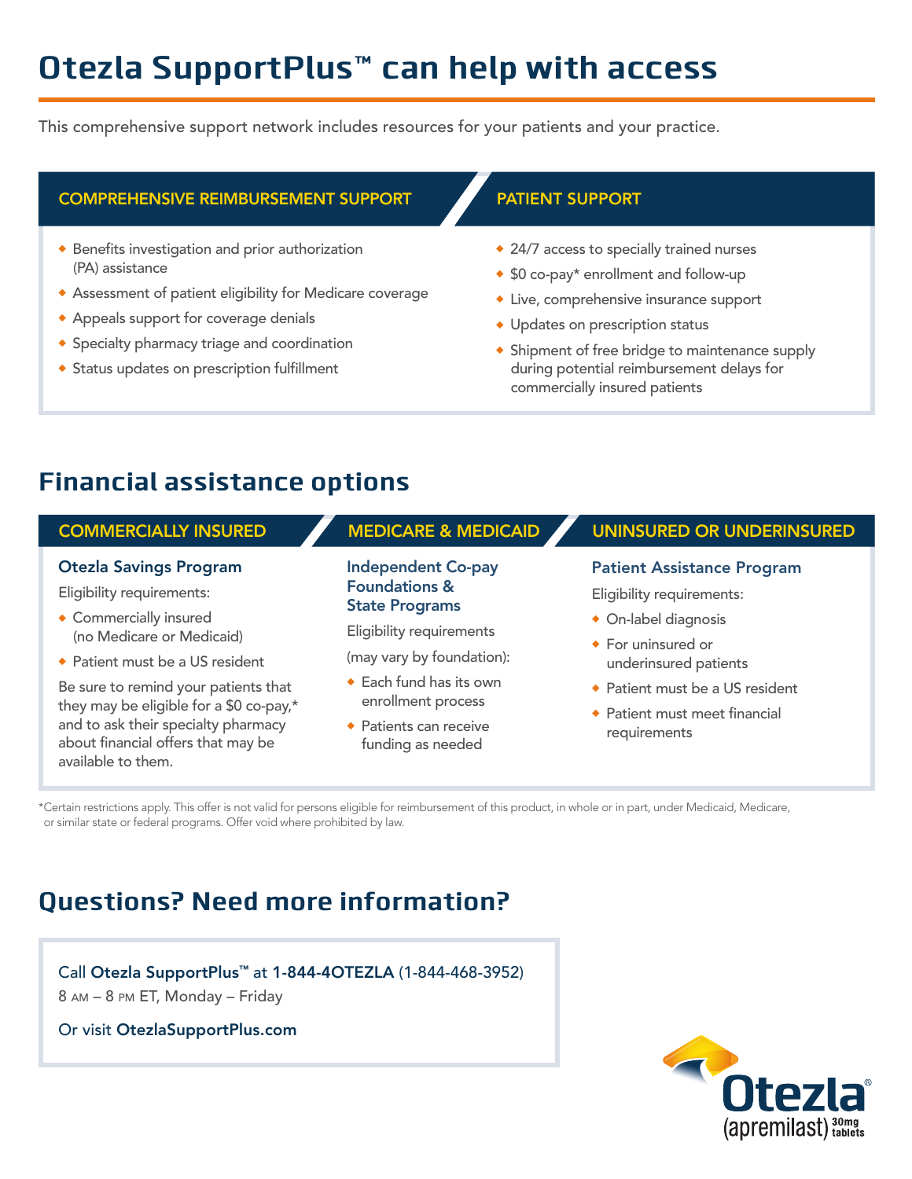# Otezla SupportPlus™ can help with access

This comprehensive support network includes resources for your patients and your practice.

### COMPREHENSIVE REIMBURSEMENT SUPPORT

- Benefits investigation and prior authorization (PA) assistance
- Assessment of patient eligibility for Medicare coverage
- Appeals support for coverage denials
- Specialty pharmacy triage and coordination
- Status updates on prescription fulfillment

### PATIENT SUPPORT

- 24/7 access to specially trained nurses
- $0 co-pay* enrollment and follow-up
- Live, comprehensive insurance support
- Updates on prescription status
- Shipment of free bridge to maintenance supply during potential reimbursement delays for commercially insured patients

## Financial assistance options

### COMMERCIALLY INSURED

**Otezla Savings Program**

Eligibility requirements:

- Commercially insured (no Medicare or Medicaid)
- Patient must be a US resident

Be sure to remind your patients that they may be eligible for a $0 co-pay,* and to ask their specialty pharmacy about financial offers that may be available to them.

### MEDICARE & MEDICAID

**Independent Co-pay Foundations & State Programs**

Eligibility requirements

(may vary by foundation):

- Each fund has its own enrollment process
- Patients can receive funding as needed

### UNINSURED OR UNDERINSURED

**Patient Assistance Program**

Eligibility requirements:

- On-label diagnosis
- For uninsured or underinsured patients
- Patient must be a US resident
- Patient must meet financial requirements

*Certain restrictions apply. This offer is not valid for persons eligible for reimbursement of this product, in whole or in part, under Medicaid, Medicare, or similar state or federal programs. Offer void where prohibited by law.

## Questions? Need more information?

Call **Otezla SupportPlus™** at **1-844-4OTEZLA** (1-844-468-3952)
8 AM – 8 PM ET, Monday – Friday

Or visit **OtezlaSupportPlus.com**

Otezla® (apremilast) 30mg tablets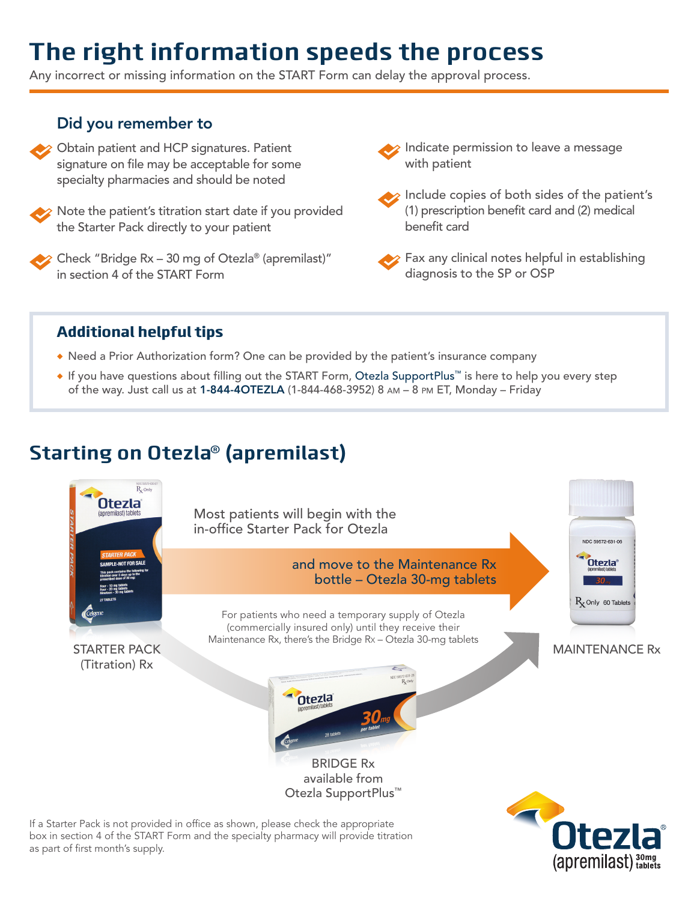# The right information speeds the process

Any incorrect or missing information on the START Form can delay the approval process.

## Did you remember to

- Obtain patient and HCP signatures. Patient signature on file may be acceptable for some specialty pharmacies and should be noted
- Note the patient's titration start date if you provided the Starter Pack directly to your patient
- Check "Bridge Rx – 30 mg of Otezla® (apremilast)" in section 4 of the START Form
- Indicate permission to leave a message with patient
- Include copies of both sides of the patient's (1) prescription benefit card and (2) medical benefit card
- Fax any clinical notes helpful in establishing diagnosis to the SP or OSP

### Additional helpful tips

- Need a Prior Authorization form? One can be provided by the patient's insurance company
- If you have questions about filling out the START Form, Otezla SupportPlus™ is here to help you every step of the way. Just call us at **1-844-4OTEZLA** (1-844-468-3952) 8 AM – 8 PM ET, Monday – Friday

## Starting on Otezla® (apremilast)

Most patients will begin with the in-office Starter Pack for Otezla

and move to the Maintenance Rx bottle – Otezla 30-mg tablets

For patients who need a temporary supply of Otezla (commercially insured only) until they receive their Maintenance Rx, there's the Bridge Rx – Otezla 30-mg tablets

STARTER PACK (Titration) Rx

MAINTENANCE Rx

BRIDGE Rx available from Otezla SupportPlus™

If a Starter Pack is not provided in office as shown, please check the appropriate box in section 4 of the START Form and the specialty pharmacy will provide titration as part of first month's supply.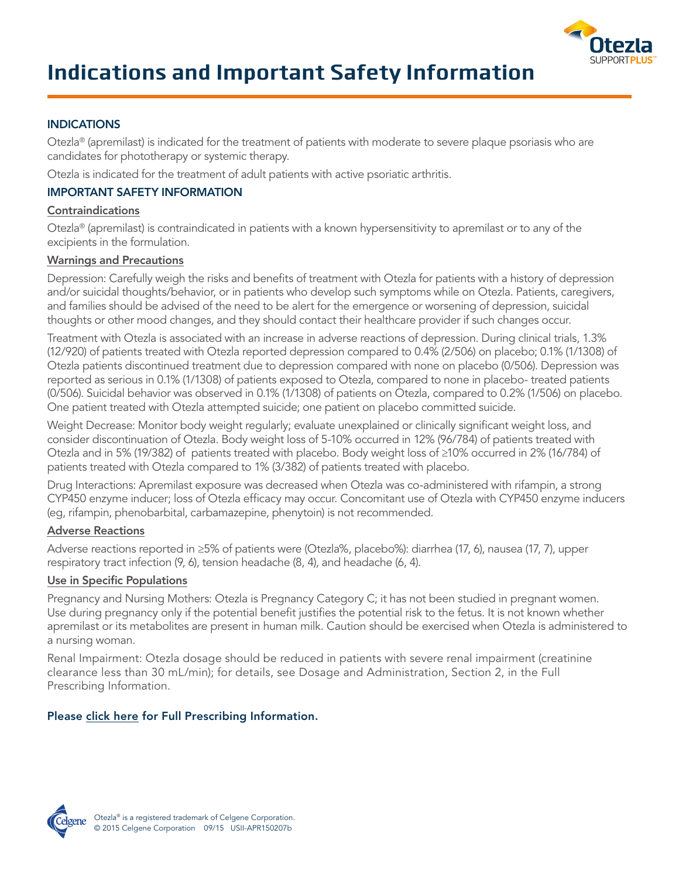# Indications and Important Safety Information

## INDICATIONS

Otezla® (apremilast) is indicated for the treatment of patients with moderate to severe plaque psoriasis who are candidates for phototherapy or systemic therapy.

Otezla is indicated for the treatment of adult patients with active psoriatic arthritis.

## IMPORTANT SAFETY INFORMATION

### Contraindications

Otezla® (apremilast) is contraindicated in patients with a known hypersensitivity to apremilast or to any of the excipients in the formulation.

### Warnings and Precautions

Depression: Carefully weigh the risks and benefits of treatment with Otezla for patients with a history of depression and/or suicidal thoughts/behavior, or in patients who develop such symptoms while on Otezla. Patients, caregivers, and families should be advised of the need to be alert for the emergence or worsening of depression, suicidal thoughts or other mood changes, and they should contact their healthcare provider if such changes occur.

Treatment with Otezla is associated with an increase in adverse reactions of depression. During clinical trials, 1.3% (12/920) of patients treated with Otezla reported depression compared to 0.4% (2/506) on placebo; 0.1% (1/1308) of Otezla patients discontinued treatment due to depression compared with none on placebo (0/506). Depression was reported as serious in 0.1% (1/1308) of patients exposed to Otezla, compared to none in placebo- treated patients (0/506). Suicidal behavior was observed in 0.1% (1/1308) of patients on Otezla, compared to 0.2% (1/506) on placebo. One patient treated with Otezla attempted suicide; one patient on placebo committed suicide.

Weight Decrease: Monitor body weight regularly; evaluate unexplained or clinically significant weight loss, and consider discontinuation of Otezla. Body weight loss of 5-10% occurred in 12% (96/784) of patients treated with Otezla and in 5% (19/382) of patients treated with placebo. Body weight loss of ≥10% occurred in 2% (16/784) of patients treated with Otezla compared to 1% (3/382) of patients treated with placebo.

Drug Interactions: Apremilast exposure was decreased when Otezla was co-administered with rifampin, a strong CYP450 enzyme inducer; loss of Otezla efficacy may occur. Concomitant use of Otezla with CYP450 enzyme inducers (eg, rifampin, phenobarbital, carbamazepine, phenytoin) is not recommended.

### Adverse Reactions

Adverse reactions reported in ≥5% of patients were (Otezla%, placebo%): diarrhea (17, 6), nausea (17, 7), upper respiratory tract infection (9, 6), tension headache (8, 4), and headache (6, 4).

### Use in Specific Populations

Pregnancy and Nursing Mothers: Otezla is Pregnancy Category C; it has not been studied in pregnant women. Use during pregnancy only if the potential benefit justifies the potential risk to the fetus. It is not known whether apremilast or its metabolites are present in human milk. Caution should be exercised when Otezla is administered to a nursing woman.

Renal Impairment: Otezla dosage should be reduced in patients with severe renal impairment (creatinine clearance less than 30 mL/min); for details, see Dosage and Administration, Section 2, in the Full Prescribing Information.

**Please click here for Full Prescribing Information.**

Otezla® is a registered trademark of Celgene Corporation.
© 2015 Celgene Corporation 09/15 USII-APR150207b